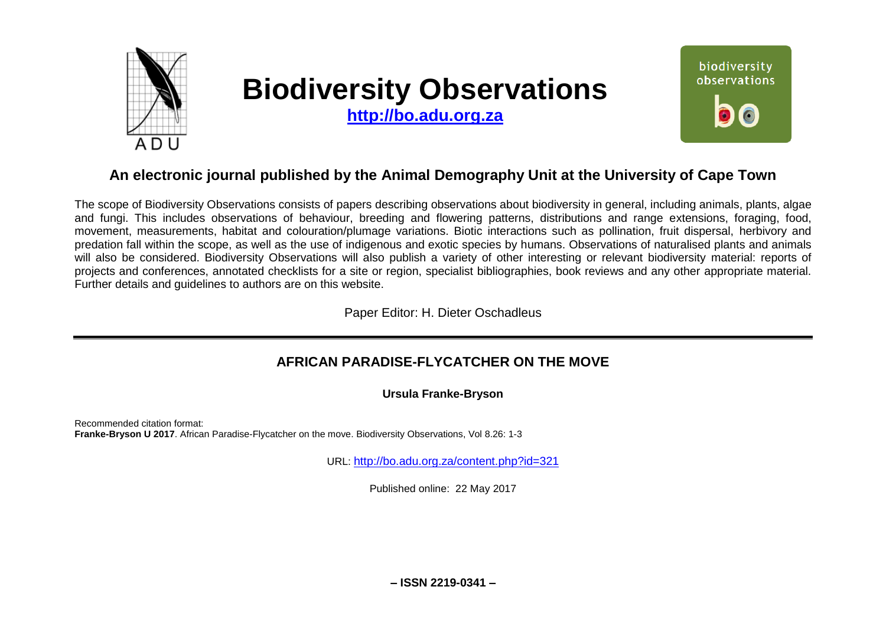# Biodiversity Observations

**http://bo.adu.org.za**

## An electronic journal published by the Animal Demography Unit at the University of Cape Town

The scope of Biodiversity Observations consists of papers describing observations about biodiversity in general, including animals, plants, algae and fungi. This includes observations of behaviour, breeding and flowering patterns, distributions and range extensions, foraging, food, movement, measurements, habitat and colouration/plumage variations. Biotic interactions such as pollination, fruit dispersal, herbivory and predation fall within the scope, as well as the use of indigenous and exotic species by humans. Observations of naturalised plants and animals will also be considered. Biodiversity Observations will also publish a variety of other interesting or relevant biodiversity material: reports of projects and conferences, annotated checklists for a site or region, specialist bibliographies, book reviews and any other appropriate material. Further details and guidelines to authors are on this website.

Paper Editor: H. Dieter Oschadleus

---

## AFRICAN PARADISE-FLYCATCHER ON THE MOVE

**Ursula Franke-Bryson**

Recommended citation format:
**Franke-Bryson U 2017**. African Paradise-Flycatcher on the move. Biodiversity Observations, Vol 8.26: 1-3

URL: http://bo.adu.org.za/content.php?id=321

Published online: 22 May 2017

**– ISSN 2219-0341 –**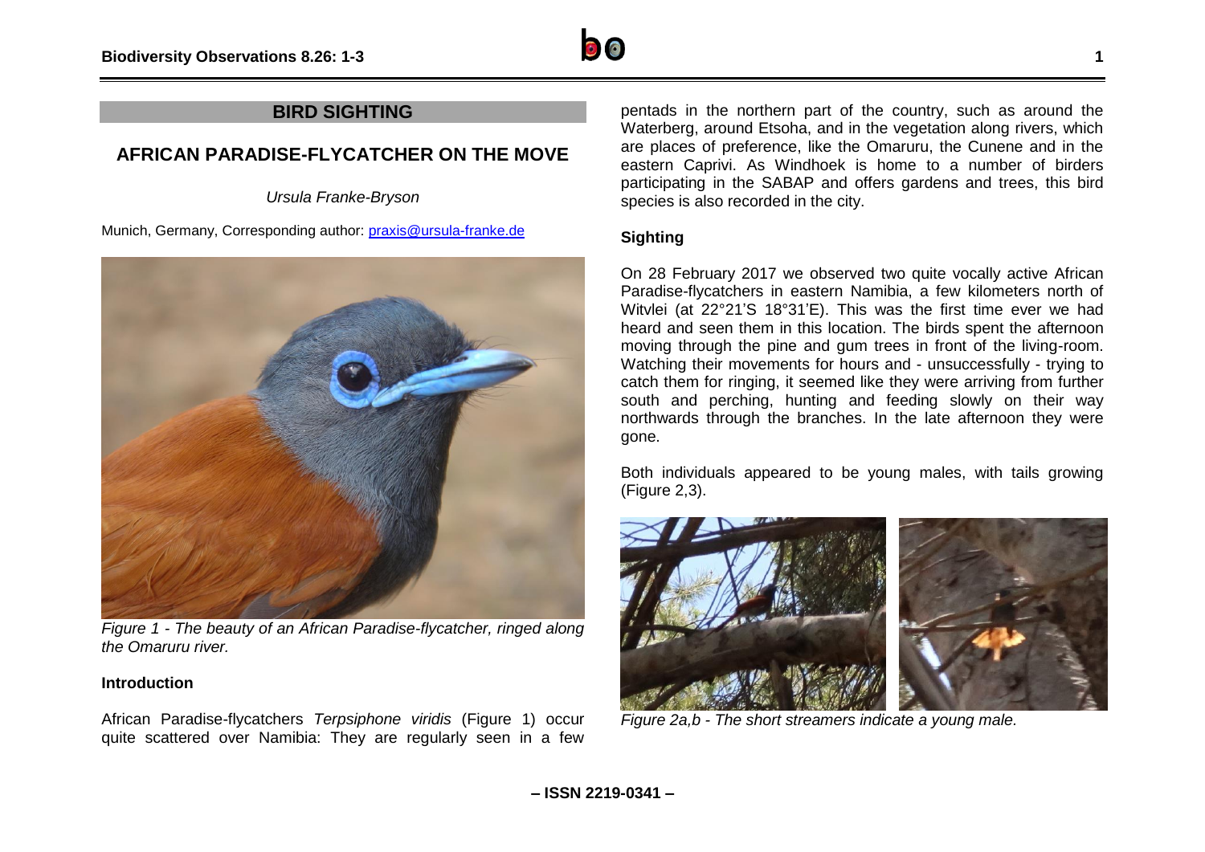## BIRD SIGHTING

# AFRICAN PARADISE-FLYCATCHER ON THE MOVE

*Ursula Franke-Bryson*

Munich, Germany, Corresponding author: praxis@ursula-franke.de

*Figure 1 - The beauty of an African Paradise-flycatcher, ringed along the Omaruru river.*

### Introduction

African Paradise-flycatchers *Terpsiphone viridis* (Figure 1) occur quite scattered over Namibia: They are regularly seen in a few pentads in the northern part of the country, such as around the Waterberg, around Etsoha, and in the vegetation along rivers, which are places of preference, like the Omaruru, the Cunene and in the eastern Caprivi. As Windhoek is home to a number of birders participating in the SABAP and offers gardens and trees, this bird species is also recorded in the city.

### Sighting

On 28 February 2017 we observed two quite vocally active African Paradise-flycatchers in eastern Namibia, a few kilometers north of Witvlei (at 22°21'S 18°31'E). This was the first time ever we had heard and seen them in this location. The birds spent the afternoon moving through the pine and gum trees in front of the living-room. Watching their movements for hours and - unsuccessfully - trying to catch them for ringing, it seemed like they were arriving from further south and perching, hunting and feeding slowly on their way northwards through the branches. In the late afternoon they were gone.

Both individuals appeared to be young males, with tails growing (Figure 2,3).

*Figure 2a,b - The short streamers indicate a young male.*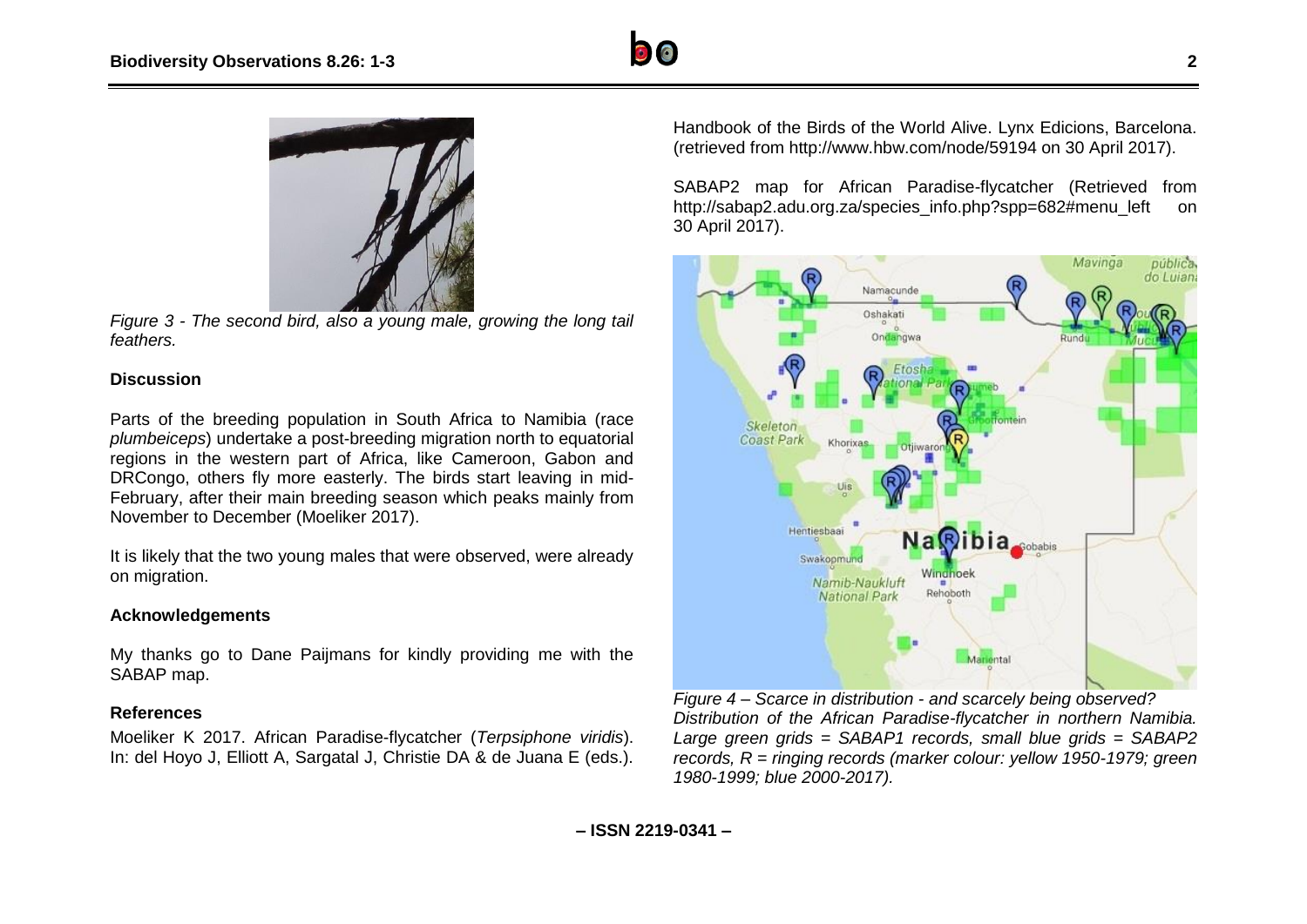*Figure 3 - The second bird, also a young male, growing the long tail feathers.*

**Discussion**

Parts of the breeding population in South Africa to Namibia (race *plumbeiceps*) undertake a post-breeding migration north to equatorial regions in the western part of Africa, like Cameroon, Gabon and DRCongo, others fly more easterly. The birds start leaving in mid-February, after their main breeding season which peaks mainly from November to December (Moeliker 2017).

It is likely that the two young males that were observed, were already on migration.

**Acknowledgements**

My thanks go to Dane Paijmans for kindly providing me with the SABAP map.

**References**

Moeliker K 2017. African Paradise-flycatcher (*Terpsiphone viridis*). In: del Hoyo J, Elliott A, Sargatal J, Christie DA & de Juana E (eds.). Handbook of the Birds of the World Alive. Lynx Edicions, Barcelona. (retrieved from http://www.hbw.com/node/59194 on 30 April 2017).

SABAP2 map for African Paradise-flycatcher (Retrieved from http://sabap2.adu.org.za/species_info.php?spp=682#menu_left on 30 April 2017).

*Figure 4 – Scarce in distribution - and scarcely being observed? Distribution of the African Paradise-flycatcher in northern Namibia. Large green grids = SABAP1 records, small blue grids = SABAP2 records, R = ringing records (marker colour: yellow 1950-1979; green 1980-1999; blue 2000-2017).*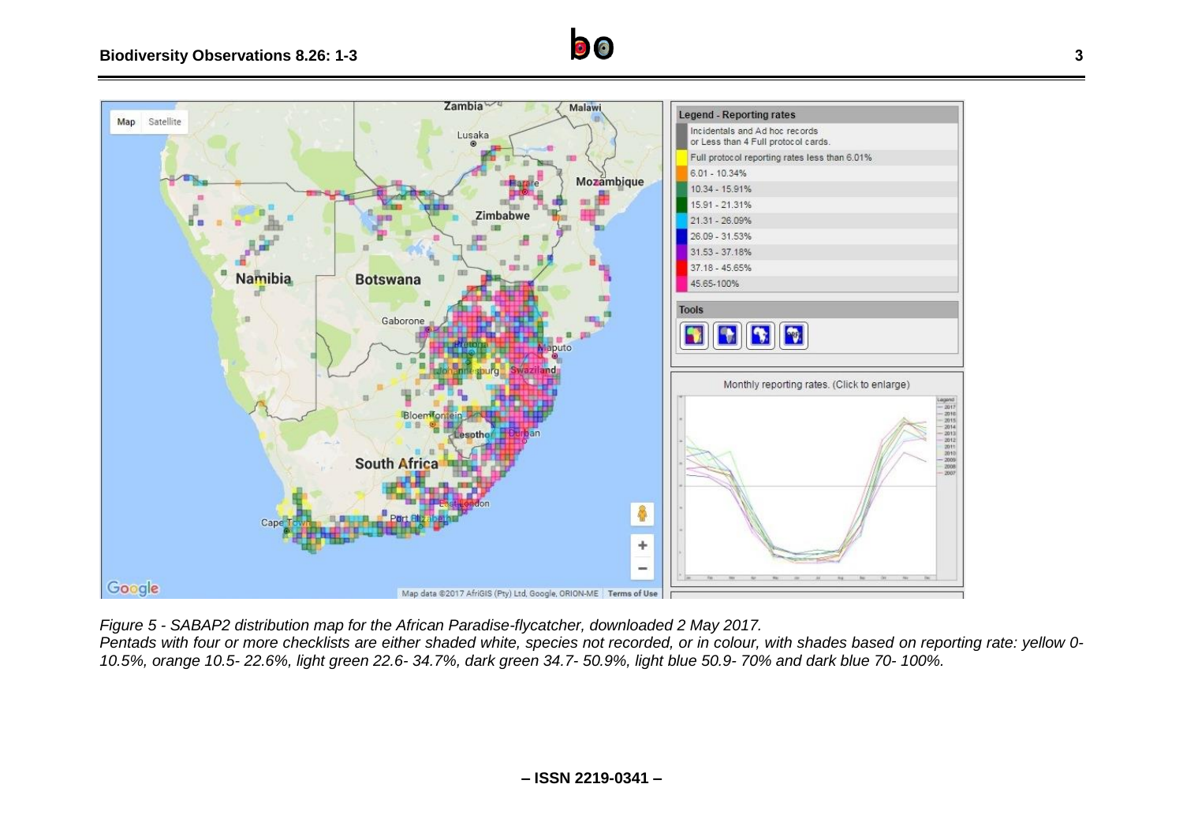Legend - Reporting rates

Incidentals and Ad hoc records or Less than 4 Full protocol cards.

Full protocol reporting rates less than 6.01%

6.01 - 10.34%

10.34 - 15.91%

15.91 - 21.31%

21.31 - 26.09%

26.09 - 31.53%

31.53 - 37.18%

37.18 - 45.65%

45.65-100%

Tools

Monthly reporting rates. (Click to enlarge)

Map data ©2017 AfriGIS (Pty) Ltd, Google, ORION-ME | Terms of Use

*Figure 5 - SABAP2 distribution map for the African Paradise-flycatcher, downloaded 2 May 2017.*
*Pentads with four or more checklists are either shaded white, species not recorded, or in colour, with shades based on reporting rate: yellow 0-10.5%, orange 10.5- 22.6%, light green 22.6- 34.7%, dark green 34.7- 50.9%, light blue 50.9- 70% and dark blue 70- 100%.*